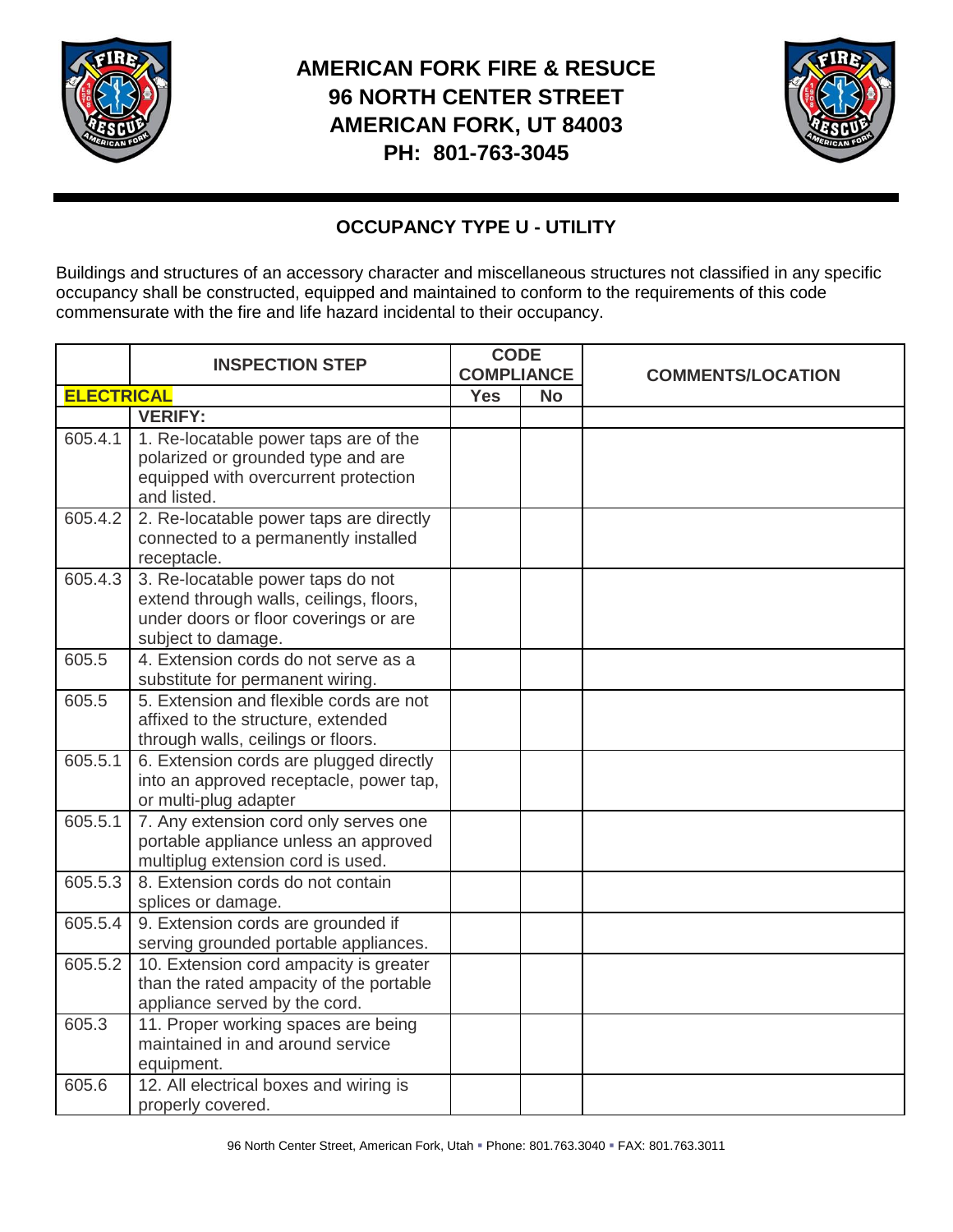# AMERICAN FORK FIRE & RESUCE
## 96 NORTH CENTER STREET
## AMERICAN FORK, UT 84003
## PH: 801-763-3045

### OCCUPANCY TYPE U - UTILITY

Buildings and structures of an accessory character and miscellaneous structures not classified in any specific occupancy shall be constructed, equipped and maintained to conform to the requirements of this code commensurate with the fire and life hazard incidental to their occupancy.

| | INSPECTION STEP | CODE COMPLIANCE | | COMMENTS/LOCATION |
|---|---|---|---|---|
| **ELECTRICAL** | | Yes | No | |
| | **VERIFY:** | | | |
| 605.4.1 | 1. Re-locatable power taps are of the polarized or grounded type and are equipped with overcurrent protection and listed. | | | |
| 605.4.2 | 2. Re-locatable power taps are directly connected to a permanently installed receptacle. | | | |
| 605.4.3 | 3. Re-locatable power taps do not extend through walls, ceilings, floors, under doors or floor coverings or are subject to damage. | | | |
| 605.5 | 4. Extension cords do not serve as a substitute for permanent wiring. | | | |
| 605.5 | 5. Extension and flexible cords are not affixed to the structure, extended through walls, ceilings or floors. | | | |
| 605.5.1 | 6. Extension cords are plugged directly into an approved receptacle, power tap, or multi-plug adapter | | | |
| 605.5.1 | 7. Any extension cord only serves one portable appliance unless an approved multiplug extension cord is used. | | | |
| 605.5.3 | 8. Extension cords do not contain splices or damage. | | | |
| 605.5.4 | 9. Extension cords are grounded if serving grounded portable appliances. | | | |
| 605.5.2 | 10. Extension cord ampacity is greater than the rated ampacity of the portable appliance served by the cord. | | | |
| 605.3 | 11. Proper working spaces are being maintained in and around service equipment. | | | |
| 605.6 | 12. All electrical boxes and wiring is properly covered. | | | |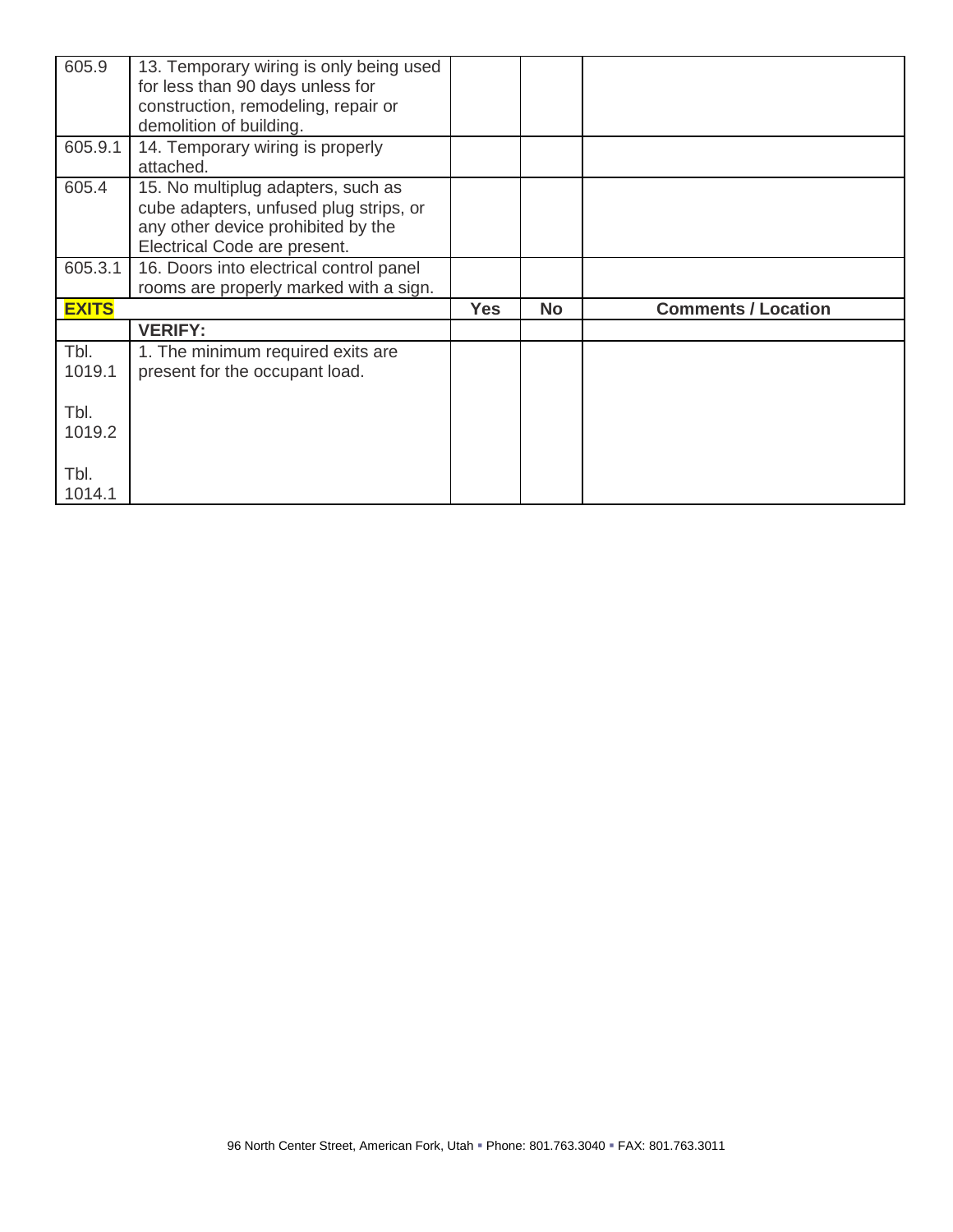| | | | | |
|---|---|---|---|---|
| 605.9 | 13. Temporary wiring is only being used for less than 90 days unless for construction, remodeling, repair or demolition of building. | | | |
| 605.9.1 | 14. Temporary wiring is properly attached. | | | |
| 605.4 | 15. No multiplug adapters, such as cube adapters, unfused plug strips, or any other device prohibited by the Electrical Code are present. | | | |
| 605.3.1 | 16. Doors into electrical control panel rooms are properly marked with a sign. | | | |
| **EXITS** | | **Yes** | **No** | **Comments / Location** |
| | **VERIFY:** | | | |
| Tbl. 1019.1<br><br>Tbl. 1019.2<br><br>Tbl. 1014.1 | 1. The minimum required exits are present for the occupant load. | | | |

96 North Center Street, American Fork, Utah ▪ Phone: 801.763.3040 ▪ FAX: 801.763.3011